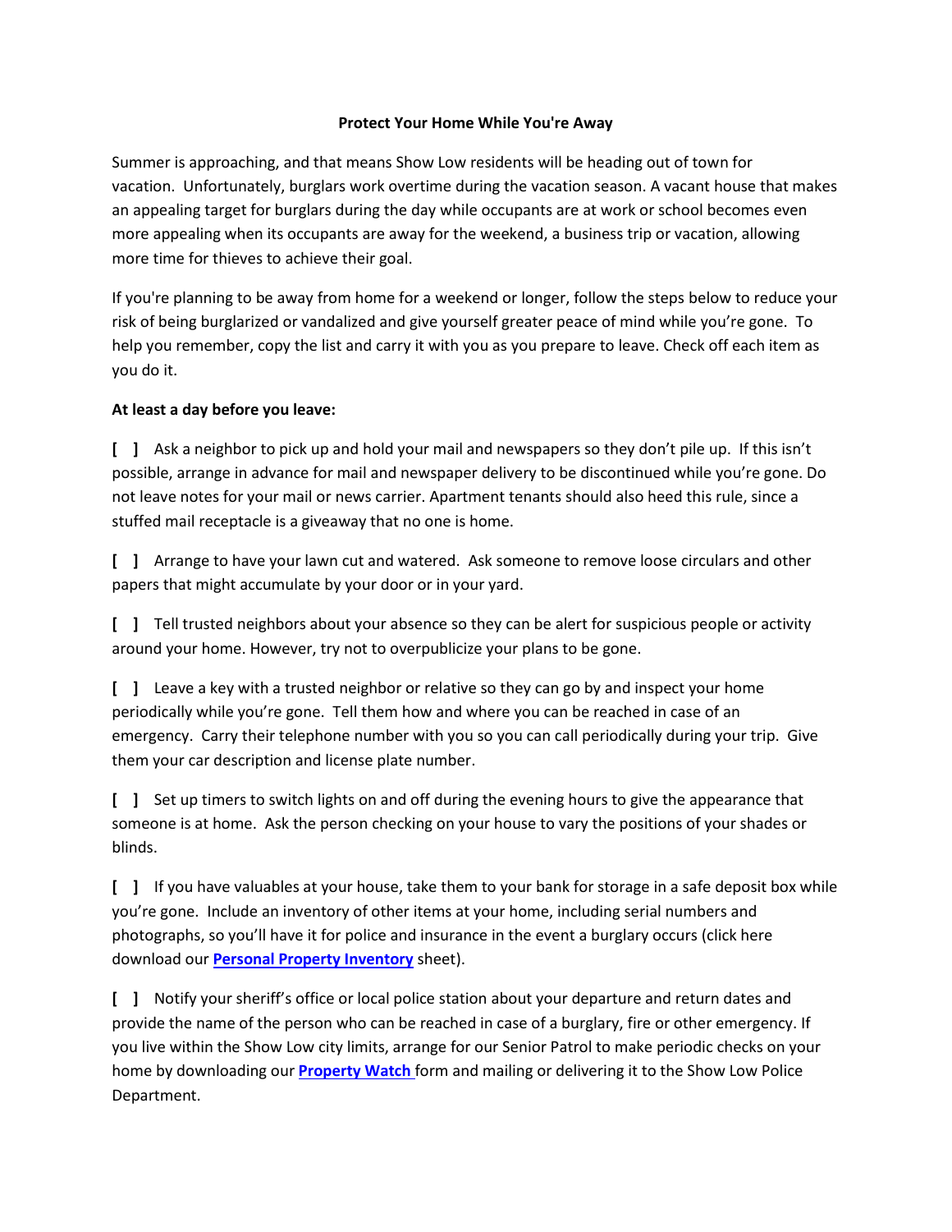# Protect Your Home While You're Away

Summer is approaching, and that means Show Low residents will be heading out of town for vacation. Unfortunately, burglars work overtime during the vacation season. A vacant house that makes an appealing target for burglars during the day while occupants are at work or school becomes even more appealing when its occupants are away for the weekend, a business trip or vacation, allowing more time for thieves to achieve their goal.

If you're planning to be away from home for a weekend or longer, follow the steps below to reduce your risk of being burglarized or vandalized and give yourself greater peace of mind while you're gone. To help you remember, copy the list and carry it with you as you prepare to leave. Check off each item as you do it.

**At least a day before you leave:**

**[ ]** Ask a neighbor to pick up and hold your mail and newspapers so they don't pile up. If this isn't possible, arrange in advance for mail and newspaper delivery to be discontinued while you're gone. Do not leave notes for your mail or news carrier. Apartment tenants should also heed this rule, since a stuffed mail receptacle is a giveaway that no one is home.

**[ ]** Arrange to have your lawn cut and watered. Ask someone to remove loose circulars and other papers that might accumulate by your door or in your yard.

**[ ]** Tell trusted neighbors about your absence so they can be alert for suspicious people or activity around your home. However, try not to overpublicize your plans to be gone.

**[ ]** Leave a key with a trusted neighbor or relative so they can go by and inspect your home periodically while you're gone. Tell them how and where you can be reached in case of an emergency. Carry their telephone number with you so you can call periodically during your trip. Give them your car description and license plate number.

**[ ]** Set up timers to switch lights on and off during the evening hours to give the appearance that someone is at home. Ask the person checking on your house to vary the positions of your shades or blinds.

**[ ]** If you have valuables at your house, take them to your bank for storage in a safe deposit box while you're gone. Include an inventory of other items at your home, including serial numbers and photographs, so you'll have it for police and insurance in the event a burglary occurs (click here download our **Personal Property Inventory** sheet).

**[ ]** Notify your sheriff's office or local police station about your departure and return dates and provide the name of the person who can be reached in case of a burglary, fire or other emergency. If you live within the Show Low city limits, arrange for our Senior Patrol to make periodic checks on your home by downloading our **Property Watch** form and mailing or delivering it to the Show Low Police Department.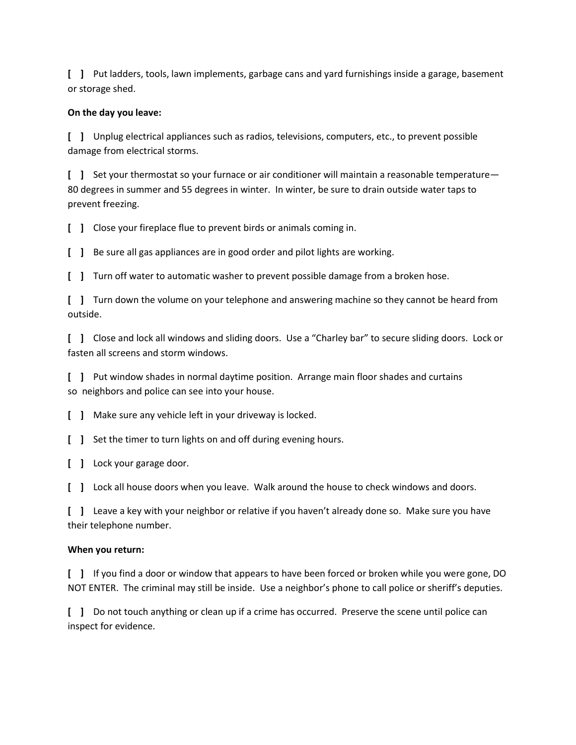**[ ]** Put ladders, tools, lawn implements, garbage cans and yard furnishings inside a garage, basement or storage shed.

**On the day you leave:**

**[ ]** Unplug electrical appliances such as radios, televisions, computers, etc., to prevent possible damage from electrical storms.

**[ ]** Set your thermostat so your furnace or air conditioner will maintain a reasonable temperature—80 degrees in summer and 55 degrees in winter. In winter, be sure to drain outside water taps to prevent freezing.

**[ ]** Close your fireplace flue to prevent birds or animals coming in.

**[ ]** Be sure all gas appliances are in good order and pilot lights are working.

**[ ]** Turn off water to automatic washer to prevent possible damage from a broken hose.

**[ ]** Turn down the volume on your telephone and answering machine so they cannot be heard from outside.

**[ ]** Close and lock all windows and sliding doors. Use a "Charley bar" to secure sliding doors. Lock or fasten all screens and storm windows.

**[ ]** Put window shades in normal daytime position. Arrange main floor shades and curtains so neighbors and police can see into your house.

**[ ]** Make sure any vehicle left in your driveway is locked.

**[ ]** Set the timer to turn lights on and off during evening hours.

**[ ]** Lock your garage door.

**[ ]** Lock all house doors when you leave. Walk around the house to check windows and doors.

**[ ]** Leave a key with your neighbor or relative if you haven't already done so. Make sure you have their telephone number.

**When you return:**

**[ ]** If you find a door or window that appears to have been forced or broken while you were gone, DO NOT ENTER. The criminal may still be inside. Use a neighbor's phone to call police or sheriff's deputies.

**[ ]** Do not touch anything or clean up if a crime has occurred. Preserve the scene until police can inspect for evidence.